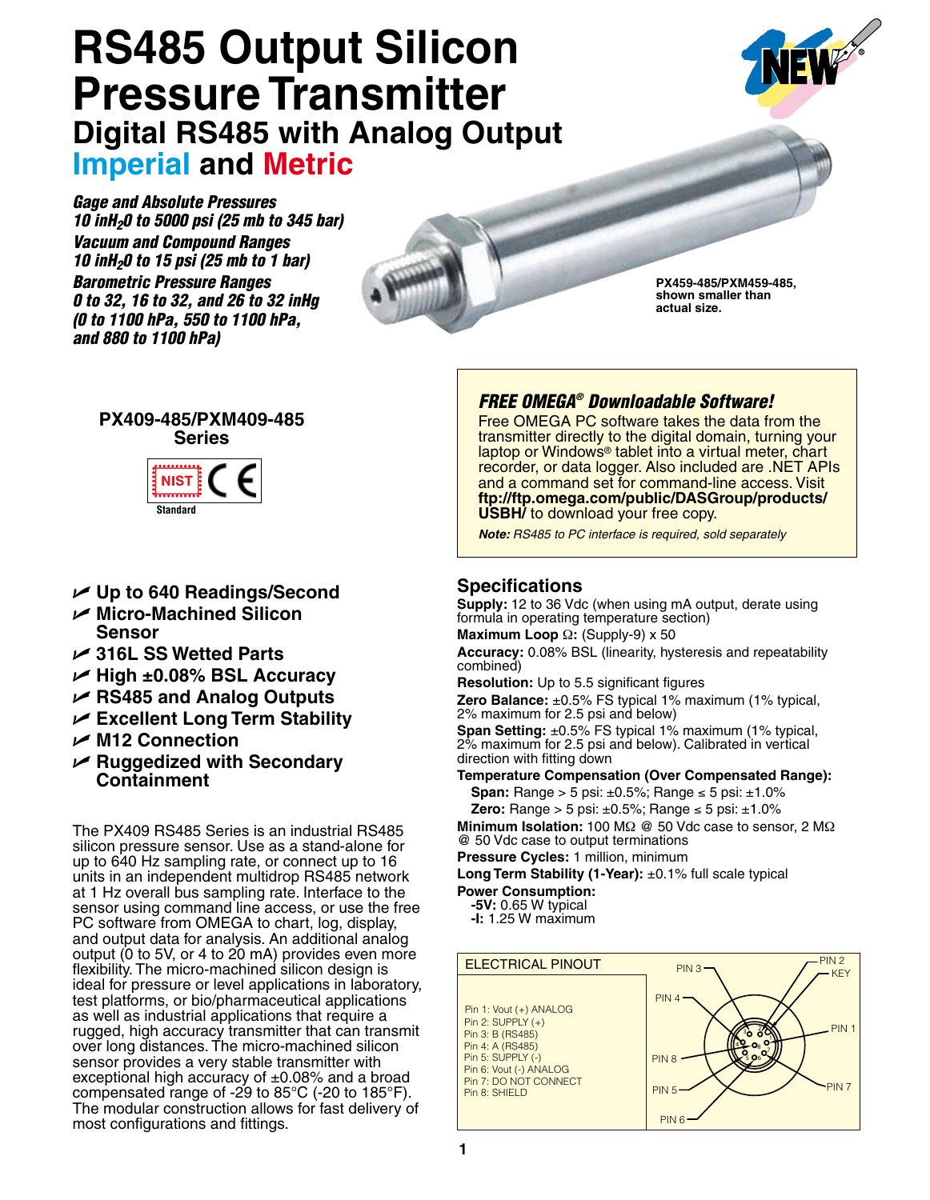# RS485 Output Silicon Pressure Transmitter

## Digital RS485 with Analog Output

## Imperial and Metric

***Gage and Absolute Pressures***
***10 inH$_2$0 to 5000 psi (25 mb to 345 bar)***
***Vacuum and Compound Ranges***
***10 inH$_2$0 to 15 psi (25 mb to 1 bar)***
***Barometric Pressure Ranges***
***0 to 32, 16 to 32, and 26 to 32 inHg***
***(0 to 1100 hPa, 550 to 1100 hPa, and 880 to 1100 hPa)***

**PX459-485/PXM459-485, shown smaller than actual size.**

**PX409-485/PXM409-485 Series**

NIST Standard

- **Up to 640 Readings/Second**
- **Micro-Machined Silicon Sensor**
- **316L SS Wetted Parts**
- **High ±0.08% BSL Accuracy**
- **RS485 and Analog Outputs**
- **Excellent Long Term Stability**
- **M12 Connection**
- **Ruggedized with Secondary Containment**

The PX409 RS485 Series is an industrial RS485 silicon pressure sensor. Use as a stand-alone for up to 640 Hz sampling rate, or connect up to 16 units in an independent multidrop RS485 network at 1 Hz overall bus sampling rate. Interface to the sensor using command line access, or use the free PC software from OMEGA to chart, log, display, and output data for analysis. An additional analog output (0 to 5V, or 4 to 20 mA) provides even more flexibility. The micro-machined silicon design is ideal for pressure or level applications in laboratory, test platforms, or bio/pharmaceutical applications as well as industrial applications that require a rugged, high accuracy transmitter that can transmit over long distances. The micro-machined silicon sensor provides a very stable transmitter with exceptional high accuracy of ±0.08% and a broad compensated range of -29 to 85°C (-20 to 185°F). The modular construction allows for fast delivery of most configurations and fittings.

### *FREE OMEGA® Downloadable Software!*

Free OMEGA PC software takes the data from the transmitter directly to the digital domain, turning your laptop or Windows® tablet into a virtual meter, chart recorder, or data logger. Also included are .NET APIs and a command set for command-line access. Visit **ftp://ftp.omega.com/public/DASGroup/products/USBH/** to download your free copy.

***Note:*** *RS485 to PC interface is required, sold separately*

## Specifications

**Supply:** 12 to 36 Vdc (when using mA output, derate using formula in operating temperature section)

**Maximum Loop Ω:** (Supply-9) x 50

**Accuracy:** 0.08% BSL (linearity, hysteresis and repeatability combined)

**Resolution:** Up to 5.5 significant figures

**Zero Balance:** ±0.5% FS typical 1% maximum (1% typical, 2% maximum for 2.5 psi and below)

**Span Setting:** ±0.5% FS typical 1% maximum (1% typical, 2% maximum for 2.5 psi and below). Calibrated in vertical direction with fitting down

**Temperature Compensation (Over Compensated Range):**

- **Span:** Range > 5 psi: ±0.5%; Range ≤ 5 psi: ±1.0%
- **Zero:** Range > 5 psi: ±0.5%; Range ≤ 5 psi: ±1.0%

**Minimum Isolation:** 100 MΩ @ 50 Vdc case to sensor, 2 MΩ @ 50 Vdc case to output terminations

**Pressure Cycles:** 1 million, minimum

**Long Term Stability (1-Year):** ±0.1% full scale typical

**Power Consumption:**

- **-5V:** 0.65 W typical
- **-I:** 1.25 W maximum

**ELECTRICAL PINOUT**

Pin 1: Vout (+) ANALOG
Pin 2: SUPPLY (+)
Pin 3: B (RS485)
Pin 4: A (RS485)
Pin 5: SUPPLY (-)
Pin 6: Vout (-) ANALOG
Pin 7: DO NOT CONNECT
Pin 8: SHIELD

PIN 1, PIN 2 KEY, PIN 3, PIN 4, PIN 5, PIN 6, PIN 7, PIN 8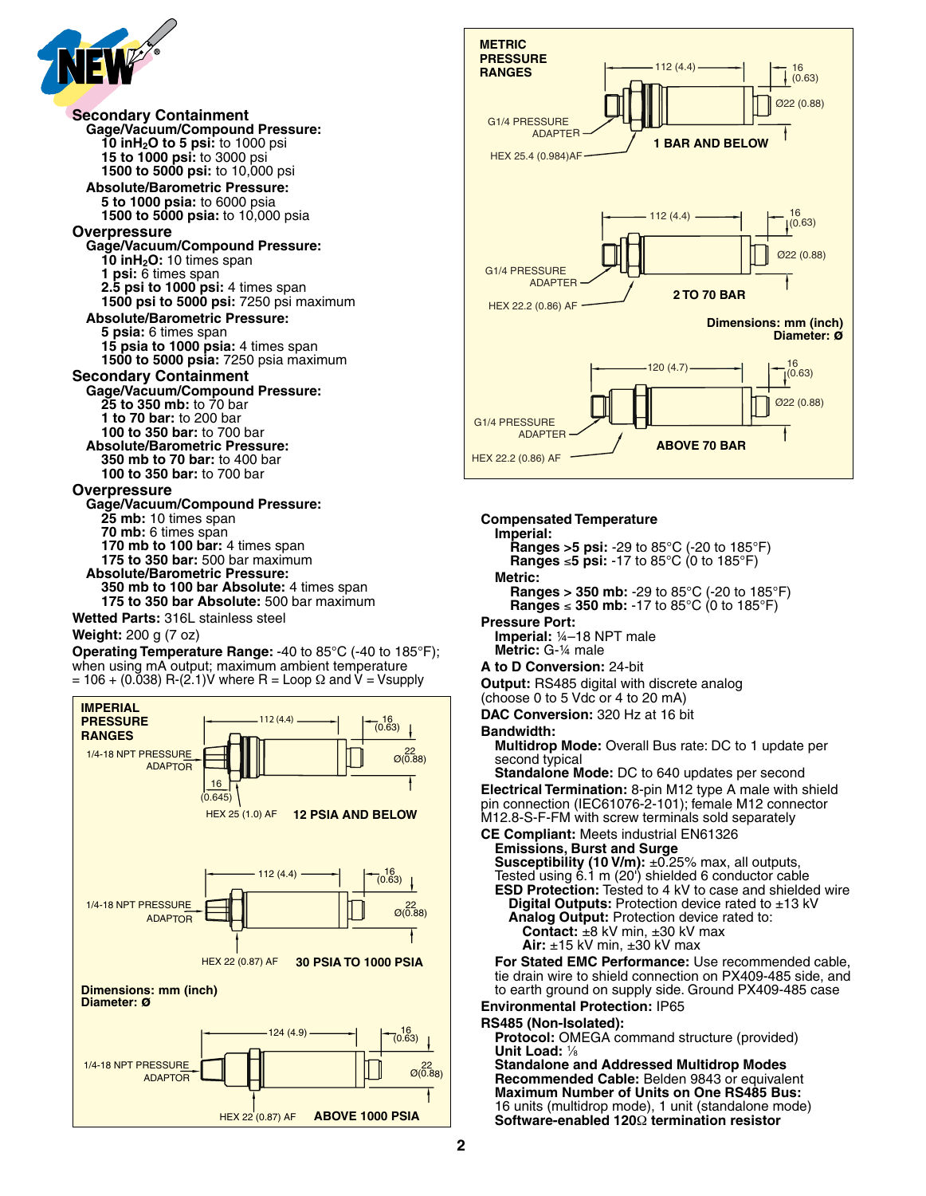### Secondary Containment

**Gage/Vacuum/Compound Pressure:**
- **10 inH$_2$O to 5 psi:** to 1000 psi
- **15 to 1000 psi:** to 3000 psi
- **1500 to 5000 psi:** to 10,000 psi

**Absolute/Barometric Pressure:**
- **5 to 1000 psia:** to 6000 psia
- **1500 to 5000 psia:** to 10,000 psia

### Overpressure

**Gage/Vacuum/Compound Pressure:**
- **10 inH$_2$O:** 10 times span
- **1 psi:** 6 times span
- **2.5 psi to 1000 psi:** 4 times span
- **1500 psi to 5000 psi:** 7250 psi maximum

**Absolute/Barometric Pressure:**
- **5 psia:** 6 times span
- **15 psia to 1000 psia:** 4 times span
- **1500 to 5000 psia:** 7250 psia maximum

### Secondary Containment

**Gage/Vacuum/Compound Pressure:**
- **25 to 350 mb:** to 70 bar
- **1 to 70 bar:** to 200 bar
- **100 to 350 bar:** to 700 bar

**Absolute/Barometric Pressure:**
- **350 mb to 70 bar:** to 400 bar
- **100 to 350 bar:** to 700 bar

### Overpressure

**Gage/Vacuum/Compound Pressure:**
- **25 mb:** 10 times span
- **70 mb:** 6 times span
- **170 mb to 100 bar:** 4 times span
- **175 to 350 bar:** 500 bar maximum

**Absolute/Barometric Pressure:**
- **350 mb to 100 bar Absolute:** 4 times span
- **175 to 350 bar Absolute:** 500 bar maximum

**Wetted Parts:** 316L stainless steel

**Weight:** 200 g (7 oz)

**Operating Temperature Range:** -40 to 85°C (-40 to 185°F); when using mA output; maximum ambient temperature = 106 + (0.038) R-(2.1)V where R = Loop Ω and V = Vsupply

**IMPERIAL PRESSURE RANGES**

12 PSIA AND BELOW: 112 (4.4); 16 (0.63); Ø22 (0.88); 1/4-18 NPT PRESSURE ADAPTOR; 16 (0.645); HEX 25 (1.0) AF

30 PSIA TO 1000 PSIA: 112 (4.4); 16 (0.63); Ø22 (0.88); 1/4-18 NPT PRESSURE ADAPTOR; HEX 22 (0.87) AF

ABOVE 1000 PSIA: 124 (4.9); 16 (0.63); Ø22 (0.88); 1/4-18 NPT PRESSURE ADAPTOR; HEX 22 (0.87) AF

Dimensions: mm (inch)
Diameter: Ø

**METRIC PRESSURE RANGES**

1 BAR AND BELOW: 112 (4.4); 16 (0.63); Ø22 (0.88); G1/4 PRESSURE ADAPTER; HEX 25.4 (0.984)AF

2 TO 70 BAR: 112 (4.4); 16 (0.63); Ø22 (0.88); G1/4 PRESSURE ADAPTER; HEX 22.2 (0.86) AF

ABOVE 70 BAR: 120 (4.7); 16 (0.63); Ø22 (0.88); G1/4 PRESSURE ADAPTER; HEX 22.2 (0.86) AF

Dimensions: mm (inch)
Diameter: Ø

**Compensated Temperature**

**Imperial:**
- **Ranges >5 psi:** -29 to 85°C (-20 to 185°F)
- **Ranges ≤5 psi:** -17 to 85°C (0 to 185°F)

**Metric:**
- **Ranges > 350 mb:** -29 to 85°C (-20 to 185°F)
- **Ranges ≤ 350 mb:** -17 to 85°C (0 to 185°F)

**Pressure Port:**
- **Imperial:** ¼–18 NPT male
- **Metric:** G-¼ male

**A to D Conversion:** 24-bit

**Output:** RS485 digital with discrete analog (choose 0 to 5 Vdc or 4 to 20 mA)

**DAC Conversion:** 320 Hz at 16 bit

**Bandwidth:**
- **Multidrop Mode:** Overall Bus rate: DC to 1 update per second typical
- **Standalone Mode:** DC to 640 updates per second

**Electrical Termination:** 8-pin M12 type A male with shield pin connection (IEC61076-2-101); female M12 connector M12.8-S-F-FM with screw terminals sold separately

**CE Compliant:** Meets industrial EN61326

**Emissions, Burst and Surge**
**Susceptibility (10 V/m):** ±0.25% max, all outputs, Tested using 6.1 m (20') shielded 6 conductor cable
**ESD Protection:** Tested to 4 kV to case and shielded wire
- **Digital Outputs:** Protection device rated to ±13 kV
- **Analog Output:** Protection device rated to:
  - **Contact:** ±8 kV min, ±30 kV max
  - **Air:** ±15 kV min, ±30 kV max

**For Stated EMC Performance:** Use recommended cable, tie drain wire to shield connection on PX409-485 side, and to earth ground on supply side. Ground PX409-485 case

**Environmental Protection:** IP65

**RS485 (Non-Isolated):**
- **Protocol:** OMEGA command structure (provided)
- **Unit Load:** ⅛
- **Standalone and Addressed Multidrop Modes**
- **Recommended Cable:** Belden 9843 or equivalent
- **Maximum Number of Units on One RS485 Bus:** 16 units (multidrop mode), 1 unit (standalone mode)
- **Software-enabled 120Ω termination resistor**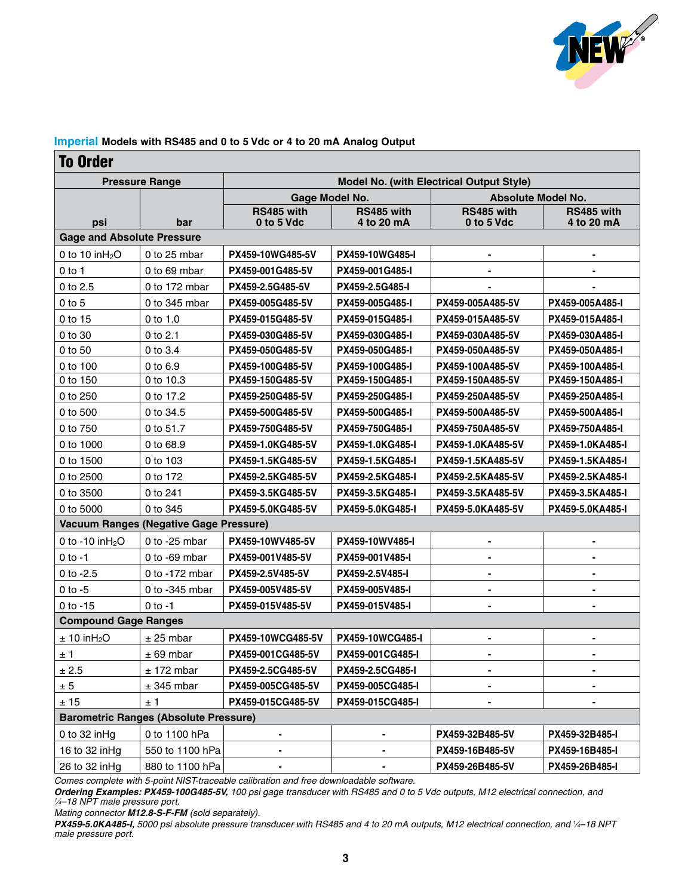**Imperial** Models with RS485 and 0 to 5 Vdc or 4 to 20 mA Analog Output

## To Order

| Pressure Range | | Model No. (with Electrical Output Style) | | | |
|---|---|---|---|---|---|
| | | Gage Model No. | | Absolute Model No. | |
| psi | bar | RS485 with 0 to 5 Vdc | RS485 with 4 to 20 mA | RS485 with 0 to 5 Vdc | RS485 with 4 to 20 mA |
| **Gage and Absolute Pressure** | | | | | |
| 0 to 10 $inH_2O$ | 0 to 25 mbar | PX459-10WG485-5V | PX459-10WG485-I | - | - |
| 0 to 1 | 0 to 69 mbar | PX459-001G485-5V | PX459-001G485-I | - | - |
| 0 to 2.5 | 0 to 172 mbar | PX459-2.5G485-5V | PX459-2.5G485-I | - | - |
| 0 to 5 | 0 to 345 mbar | PX459-005G485-5V | PX459-005G485-I | PX459-005A485-5V | PX459-005A485-I |
| 0 to 15 | 0 to 1.0 | PX459-015G485-5V | PX459-015G485-I | PX459-015A485-5V | PX459-015A485-I |
| 0 to 30 | 0 to 2.1 | PX459-030G485-5V | PX459-030G485-I | PX459-030A485-5V | PX459-030A485-I |
| 0 to 50 | 0 to 3.4 | PX459-050G485-5V | PX459-050G485-I | PX459-050A485-5V | PX459-050A485-I |
| 0 to 100 | 0 to 6.9 | PX459-100G485-5V | PX459-100G485-I | PX459-100A485-5V | PX459-100A485-I |
| 0 to 150 | 0 to 10.3 | PX459-150G485-5V | PX459-150G485-I | PX459-150A485-5V | PX459-150A485-I |
| 0 to 250 | 0 to 17.2 | PX459-250G485-5V | PX459-250G485-I | PX459-250A485-5V | PX459-250A485-I |
| 0 to 500 | 0 to 34.5 | PX459-500G485-5V | PX459-500G485-I | PX459-500A485-5V | PX459-500A485-I |
| 0 to 750 | 0 to 51.7 | PX459-750G485-5V | PX459-750G485-I | PX459-750A485-5V | PX459-750A485-I |
| 0 to 1000 | 0 to 68.9 | PX459-1.0KG485-5V | PX459-1.0KG485-I | PX459-1.0KA485-5V | PX459-1.0KA485-I |
| 0 to 1500 | 0 to 103 | PX459-1.5KG485-5V | PX459-1.5KG485-I | PX459-1.5KA485-5V | PX459-1.5KA485-I |
| 0 to 2500 | 0 to 172 | PX459-2.5KG485-5V | PX459-2.5KG485-I | PX459-2.5KA485-5V | PX459-2.5KA485-I |
| 0 to 3500 | 0 to 241 | PX459-3.5KG485-5V | PX459-3.5KG485-I | PX459-3.5KA485-5V | PX459-3.5KA485-I |
| 0 to 5000 | 0 to 345 | PX459-5.0KG485-5V | PX459-5.0KG485-I | PX459-5.0KA485-5V | PX459-5.0KA485-I |
| **Vacuum Ranges (Negative Gage Pressure)** | | | | | |
| 0 to -10 $inH_2O$ | 0 to -25 mbar | PX459-10WV485-5V | PX459-10WV485-I | - | - |
| 0 to -1 | 0 to -69 mbar | PX459-001V485-5V | PX459-001V485-I | - | - |
| 0 to -2.5 | 0 to -172 mbar | PX459-2.5V485-5V | PX459-2.5V485-I | - | - |
| 0 to -5 | 0 to -345 mbar | PX459-005V485-5V | PX459-005V485-I | - | - |
| 0 to -15 | 0 to -1 | PX459-015V485-5V | PX459-015V485-I | - | - |
| **Compound Gage Ranges** | | | | | |
| ± 10 $inH_2O$ | ± 25 mbar | PX459-10WCG485-5V | PX459-10WCG485-I | - | - |
| ± 1 | ± 69 mbar | PX459-001CG485-5V | PX459-001CG485-I | - | - |
| ± 2.5 | ± 172 mbar | PX459-2.5CG485-5V | PX459-2.5CG485-I | - | - |
| ± 5 | ± 345 mbar | PX459-005CG485-5V | PX459-005CG485-I | - | - |
| ± 15 | ± 1 | PX459-015CG485-5V | PX459-015CG485-I | - | - |
| **Barometric Ranges (Absolute Pressure)** | | | | | |
| 0 to 32 inHg | 0 to 1100 hPa | - | - | PX459-32B485-5V | PX459-32B485-I |
| 16 to 32 inHg | 550 to 1100 hPa | - | - | PX459-16B485-5V | PX459-16B485-I |
| 26 to 32 inHg | 880 to 1100 hPa | - | - | PX459-26B485-5V | PX459-26B485-I |

*Comes complete with 5-point NIST-traceable calibration and free downloadable software.*

***Ordering Examples: PX459-100G485-5V,*** *100 psi gage transducer with RS485 and 0 to 5 Vdc outputs, M12 electrical connection, and ¼–18 NPT male pressure port.*

*Mating connector **M12.8-S-F-FM** (sold separately).*

***PX459-5.0KA485-I,*** *5000 psi absolute pressure transducer with RS485 and 4 to 20 mA outputs, M12 electrical connection, and ¼–18 NPT male pressure port.*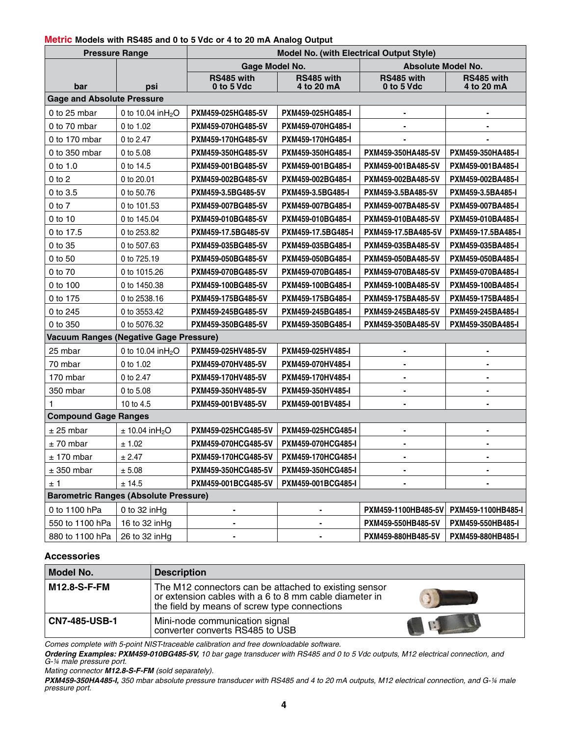**Metric Models with RS485 and 0 to 5 Vdc or 4 to 20 mA Analog Output**

| Pressure Range | | Model No. (with Electrical Output Style) | | | |
|---|---|---|---|---|---|
| | | Gage Model No. | | Absolute Model No. | |
| bar | psi | RS485 with 0 to 5 Vdc | RS485 with 4 to 20 mA | RS485 with 0 to 5 Vdc | RS485 with 4 to 20 mA |
| **Gage and Absolute Pressure** | | | | | |
| 0 to 25 mbar | 0 to 10.04 $inH_2O$ | PXM459-025HG485-5V | PXM459-025HG485-I | - | - |
| 0 to 70 mbar | 0 to 1.02 | PXM459-070HG485-5V | PXM459-070HG485-I | - | - |
| 0 to 170 mbar | 0 to 2.47 | PXM459-170HG485-5V | PXM459-170HG485-I | - | - |
| 0 to 350 mbar | 0 to 5.08 | PXM459-350HG485-5V | PXM459-350HG485-I | PXM459-350HA485-5V | PXM459-350HA485-I |
| 0 to 1.0 | 0 to 14.5 | PXM459-001BG485-5V | PXM459-001BG485-I | PXM459-001BA485-5V | PXM459-001BA485-I |
| 0 to 2 | 0 to 20.01 | PXM459-002BG485-5V | PXM459-002BG485-I | PXM459-002BA485-5V | PXM459-002BA485-I |
| 0 to 3.5 | 0 to 50.76 | PXM459-3.5BG485-5V | PXM459-3.5BG485-I | PXM459-3.5BA485-5V | PXM459-3.5BA485-I |
| 0 to 7 | 0 to 101.53 | PXM459-007BG485-5V | PXM459-007BG485-I | PXM459-007BA485-5V | PXM459-007BA485-I |
| 0 to 10 | 0 to 145.04 | PXM459-010BG485-5V | PXM459-010BG485-I | PXM459-010BA485-5V | PXM459-010BA485-I |
| 0 to 17.5 | 0 to 253.82 | PXM459-17.5BG485-5V | PXM459-17.5BG485-I | PXM459-17.5BA485-5V | PXM459-17.5BA485-I |
| 0 to 35 | 0 to 507.63 | PXM459-035BG485-5V | PXM459-035BG485-I | PXM459-035BA485-5V | PXM459-035BA485-I |
| 0 to 50 | 0 to 725.19 | PXM459-050BG485-5V | PXM459-050BG485-I | PXM459-050BA485-5V | PXM459-050BA485-I |
| 0 to 70 | 0 to 1015.26 | PXM459-070BG485-5V | PXM459-070BG485-I | PXM459-070BA485-5V | PXM459-070BA485-I |
| 0 to 100 | 0 to 1450.38 | PXM459-100BG485-5V | PXM459-100BG485-I | PXM459-100BA485-5V | PXM459-100BA485-I |
| 0 to 175 | 0 to 2538.16 | PXM459-175BG485-5V | PXM459-175BG485-I | PXM459-175BA485-5V | PXM459-175BA485-I |
| 0 to 245 | 0 to 3553.42 | PXM459-245BG485-5V | PXM459-245BG485-I | PXM459-245BA485-5V | PXM459-245BA485-I |
| 0 to 350 | 0 to 5076.32 | PXM459-350BG485-5V | PXM459-350BG485-I | PXM459-350BA485-5V | PXM459-350BA485-I |
| **Vacuum Ranges (Negative Gage Pressure)** | | | | | |
| 25 mbar | 0 to 10.04 $inH_2O$ | PXM459-025HV485-5V | PXM459-025HV485-I | - | - |
| 70 mbar | 0 to 1.02 | PXM459-070HV485-5V | PXM459-070HV485-I | - | - |
| 170 mbar | 0 to 2.47 | PXM459-170HV485-5V | PXM459-170HV485-I | - | - |
| 350 mbar | 0 to 5.08 | PXM459-350HV485-5V | PXM459-350HV485-I | - | - |
| 1 | 10 to 4.5 | PXM459-001BV485-5V | PXM459-001BV485-I | - | - |
| **Compound Gage Ranges** | | | | | |
| ± 25 mbar | ± 10.04 $inH_2O$ | PXM459-025HCG485-5V | PXM459-025HCG485-I | - | - |
| ± 70 mbar | ± 1.02 | PXM459-070HCG485-5V | PXM459-070HCG485-I | - | - |
| ± 170 mbar | ± 2.47 | PXM459-170HCG485-5V | PXM459-170HCG485-I | - | - |
| ± 350 mbar | ± 5.08 | PXM459-350HCG485-5V | PXM459-350HCG485-I | - | - |
| ± 1 | ± 14.5 | PXM459-001BCG485-5V | PXM459-001BCG485-I | - | - |
| **Barometric Ranges (Absolute Pressure)** | | | | | |
| 0 to 1100 hPa | 0 to 32 inHg | - | - | PXM459-1100HB485-5V | PXM459-1100HB485-I |
| 550 to 1100 hPa | 16 to 32 inHg | - | - | PXM459-550HB485-5V | PXM459-550HB485-I |
| 880 to 1100 hPa | 26 to 32 inHg | - | - | PXM459-880HB485-5V | PXM459-880HB485-I |

### Accessories

| Model No. | Description |
|---|---|
| **M12.8-S-F-FM** | The M12 connectors can be attached to existing sensor or extension cables with a 6 to 8 mm cable diameter in the field by means of screw type connections |
| **CN7-485-USB-1** | Mini-node communication signal converter converts RS485 to USB |

*Comes complete with 5-point NIST-traceable calibration and free downloadable software.*

***Ordering Examples: PXM459-010BG485-5V,*** *10 bar gage transducer with RS485 and 0 to 5 Vdc outputs, M12 electrical connection, and G-¼ male pressure port.*

*Mating connector* ***M12.8-S-F-FM*** *(sold separately).*

***PXM459-350HA485-I,*** *350 mbar absolute pressure transducer with RS485 and 4 to 20 mA outputs, M12 electrical connection, and G-¼ male pressure port.*